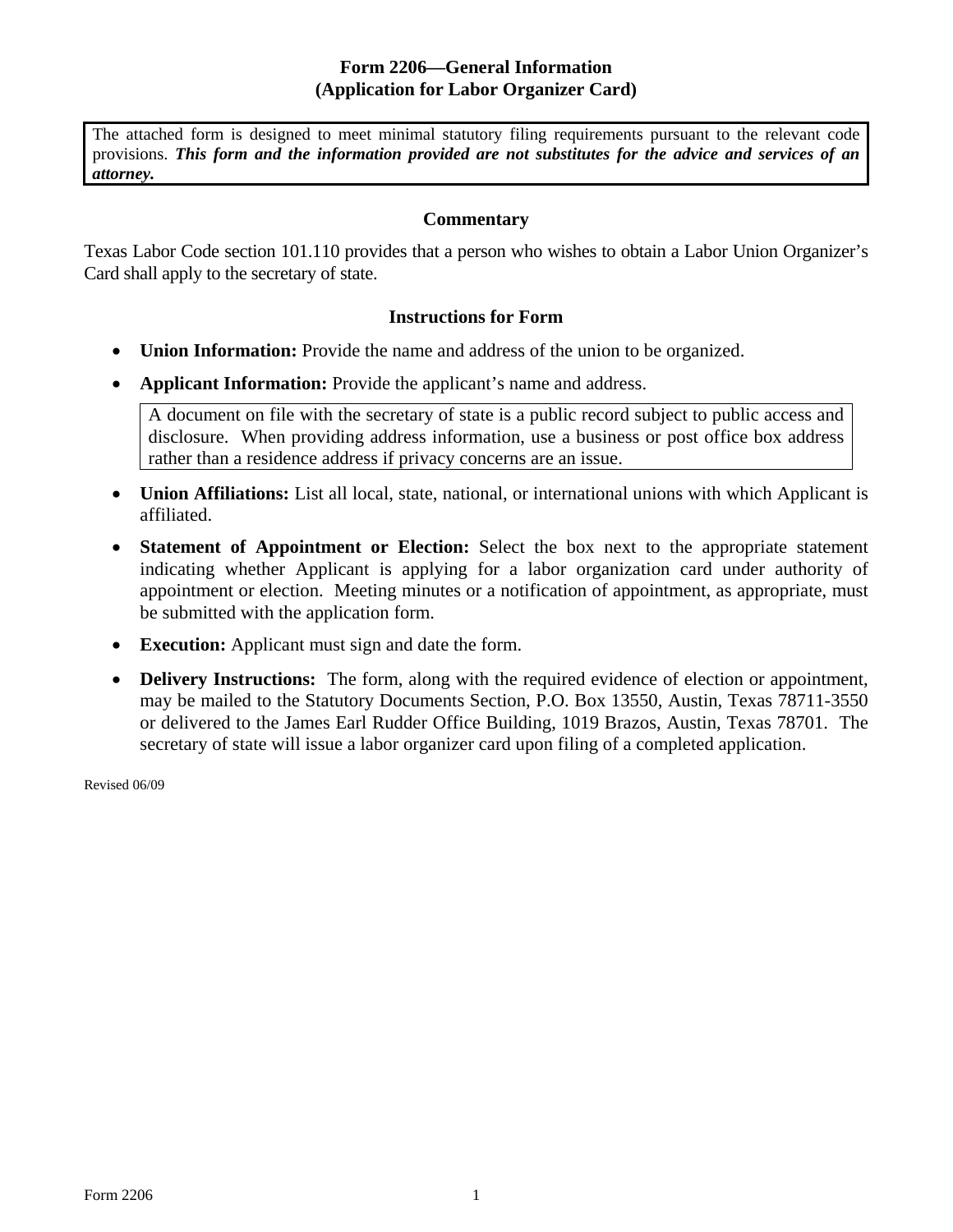# Form 2206—General Information
## (Application for Labor Organizer Card)

The attached form is designed to meet minimal statutory filing requirements pursuant to the relevant code provisions. ***This form and the information provided are not substitutes for the advice and services of an attorney.***

### Commentary

Texas Labor Code section 101.110 provides that a person who wishes to obtain a Labor Union Organizer's Card shall apply to the secretary of state.

### Instructions for Form

- **Union Information:** Provide the name and address of the union to be organized.
- **Applicant Information:** Provide the applicant's name and address.

  A document on file with the secretary of state is a public record subject to public access and disclosure. When providing address information, use a business or post office box address rather than a residence address if privacy concerns are an issue.

- **Union Affiliations:** List all local, state, national, or international unions with which Applicant is affiliated.
- **Statement of Appointment or Election:** Select the box next to the appropriate statement indicating whether Applicant is applying for a labor organization card under authority of appointment or election. Meeting minutes or a notification of appointment, as appropriate, must be submitted with the application form.
- **Execution:** Applicant must sign and date the form.
- **Delivery Instructions:** The form, along with the required evidence of election or appointment, may be mailed to the Statutory Documents Section, P.O. Box 13550, Austin, Texas 78711-3550 or delivered to the James Earl Rudder Office Building, 1019 Brazos, Austin, Texas 78701. The secretary of state will issue a labor organizer card upon filing of a completed application.

Revised 06/09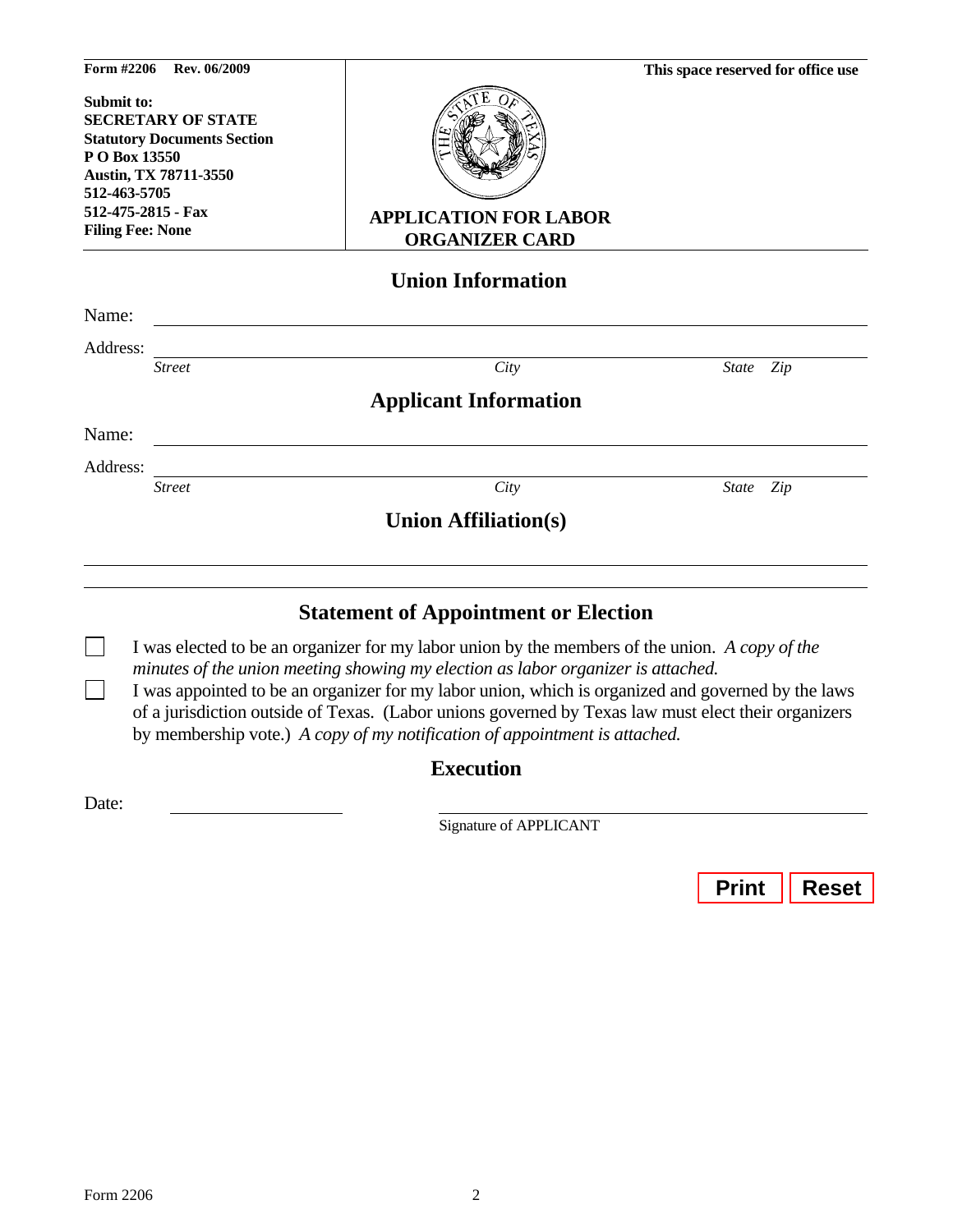**Form #2206 Rev. 06/2009**

**Submit to:**
**SECRETARY OF STATE**
**Statutory Documents Section**
**P O Box 13550**
**Austin, TX 78711-3550**
**512-463-5705**
**512-475-2815 - Fax**
**Filing Fee: None**

**This space reserved for office use**

# APPLICATION FOR LABOR ORGANIZER CARD

## Union Information

Name: \_\_\_\_\_\_\_\_\_\_\_\_\_\_\_\_\_\_\_\_\_\_\_\_\_\_\_\_\_\_\_\_\_\_\_\_\_\_\_\_

Address: \_\_\_\_\_\_\_\_\_\_\_\_\_\_\_\_\_\_\_\_\_\_\_\_\_\_\_\_\_\_\_\_\_\_\_\_\_\_\_\_

*Street* *City* *State* *Zip*

## Applicant Information

Name: \_\_\_\_\_\_\_\_\_\_\_\_\_\_\_\_\_\_\_\_\_\_\_\_\_\_\_\_\_\_\_\_\_\_\_\_\_\_\_\_

Address: \_\_\_\_\_\_\_\_\_\_\_\_\_\_\_\_\_\_\_\_\_\_\_\_\_\_\_\_\_\_\_\_\_\_\_\_\_\_\_\_

*Street* *City* *State* *Zip*

## Union Affiliation(s)

\_\_\_\_\_\_\_\_\_\_\_\_\_\_\_\_\_\_\_\_\_\_\_\_\_\_\_\_\_\_\_\_\_\_\_\_\_\_\_\_

\_\_\_\_\_\_\_\_\_\_\_\_\_\_\_\_\_\_\_\_\_\_\_\_\_\_\_\_\_\_\_\_\_\_\_\_\_\_\_\_

## Statement of Appointment or Election

☐ I was elected to be an organizer for my labor union by the members of the union. *A copy of the minutes of the union meeting showing my election as labor organizer is attached.*

☐ I was appointed to be an organizer for my labor union, which is organized and governed by the laws of a jurisdiction outside of Texas. (Labor unions governed by Texas law must elect their organizers by membership vote.) *A copy of my notification of appointment is attached.*

## Execution

Date: \_\_\_\_\_\_\_\_\_\_\_\_\_\_\_\_\_\_\_\_ \_\_\_\_\_\_\_\_\_\_\_\_\_\_\_\_\_\_\_\_\_\_\_\_\_\_\_\_\_\_\_\_

Signature of APPLICANT

Print Reset

Form 2206